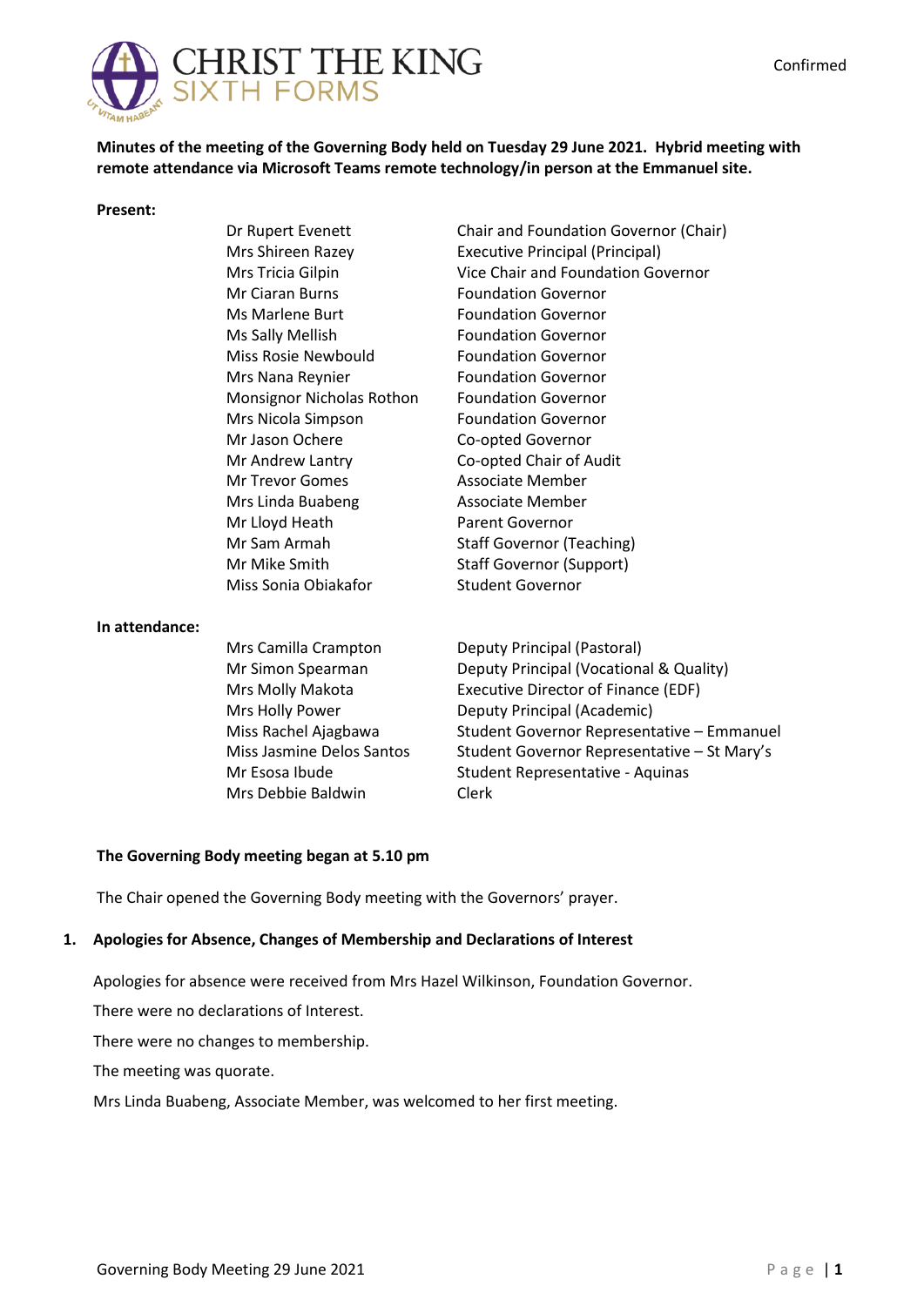# CHRIST THE KING SIXTH FORMS

Confirmed

**Minutes of the meeting of the Governing Body held on Tuesday 29 June 2021. Hybrid meeting with remote attendance via Microsoft Teams remote technology/in person at the Emmanuel site.**

**Present:**

| | |
|---|---|
| Dr Rupert Evenett | Chair and Foundation Governor (Chair) |
| Mrs Shireen Razey | Executive Principal (Principal) |
| Mrs Tricia Gilpin | Vice Chair and Foundation Governor |
| Mr Ciaran Burns | Foundation Governor |
| Ms Marlene Burt | Foundation Governor |
| Ms Sally Mellish | Foundation Governor |
| Miss Rosie Newbould | Foundation Governor |
| Mrs Nana Reynier | Foundation Governor |
| Monsignor Nicholas Rothon | Foundation Governor |
| Mrs Nicola Simpson | Foundation Governor |
| Mr Jason Ochere | Co-opted Governor |
| Mr Andrew Lantry | Co-opted Chair of Audit |
| Mr Trevor Gomes | Associate Member |
| Mrs Linda Buabeng | Associate Member |
| Mr Lloyd Heath | Parent Governor |
| Mr Sam Armah | Staff Governor (Teaching) |
| Mr Mike Smith | Staff Governor (Support) |
| Miss Sonia Obiakafor | Student Governor |

**In attendance:**

| | |
|---|---|
| Mrs Camilla Crampton | Deputy Principal (Pastoral) |
| Mr Simon Spearman | Deputy Principal (Vocational & Quality) |
| Mrs Molly Makota | Executive Director of Finance (EDF) |
| Mrs Holly Power | Deputy Principal (Academic) |
| Miss Rachel Ajagbawa | Student Governor Representative – Emmanuel |
| Miss Jasmine Delos Santos | Student Governor Representative – St Mary's |
| Mr Esosa Ibude | Student Representative - Aquinas |
| Mrs Debbie Baldwin | Clerk |

**The Governing Body meeting began at 5.10 pm**

The Chair opened the Governing Body meeting with the Governors' prayer.

## 1. Apologies for Absence, Changes of Membership and Declarations of Interest

Apologies for absence were received from Mrs Hazel Wilkinson, Foundation Governor.

There were no declarations of Interest.

There were no changes to membership.

The meeting was quorate.

Mrs Linda Buabeng, Associate Member, was welcomed to her first meeting.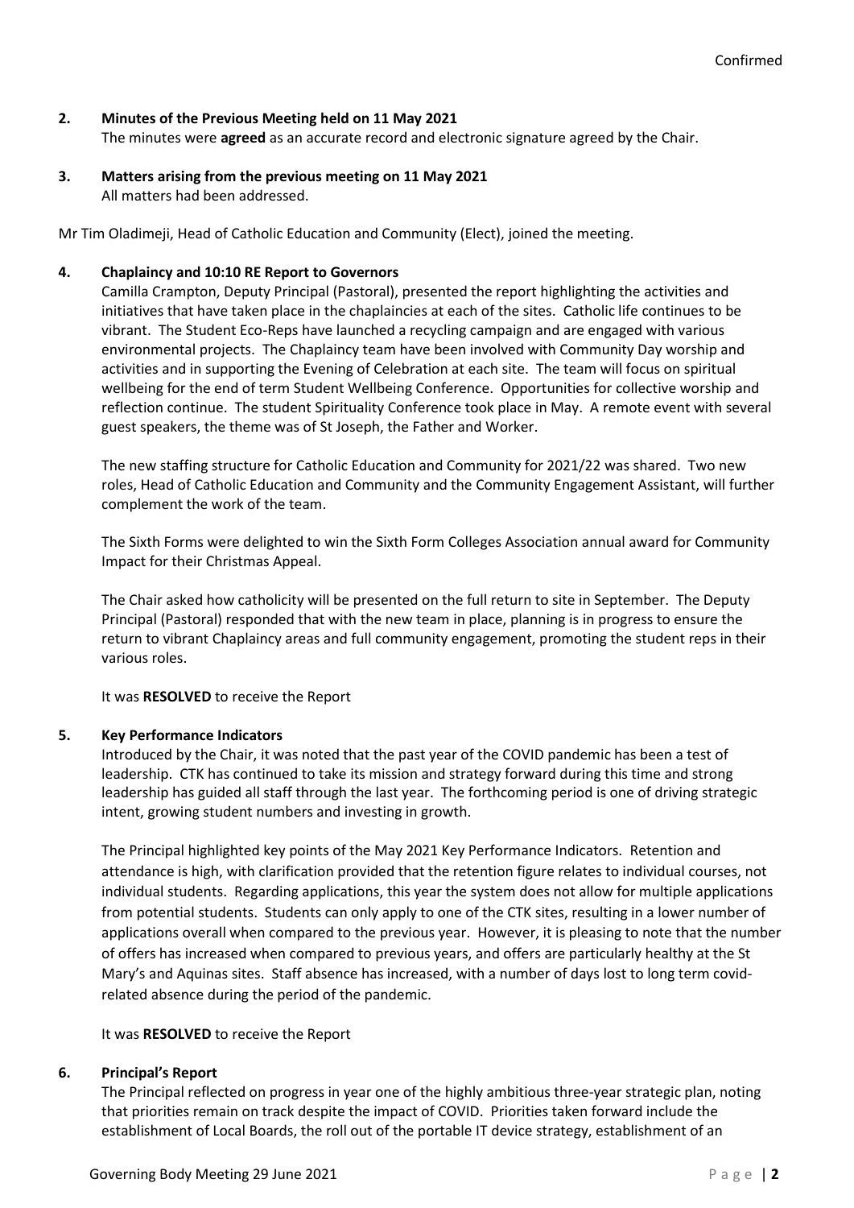Confirmed

**2. Minutes of the Previous Meeting held on 11 May 2021**

The minutes were **agreed** as an accurate record and electronic signature agreed by the Chair.

**3. Matters arising from the previous meeting on 11 May 2021**

All matters had been addressed.

Mr Tim Oladimeji, Head of Catholic Education and Community (Elect), joined the meeting.

**4. Chaplaincy and 10:10 RE Report to Governors**

Camilla Crampton, Deputy Principal (Pastoral), presented the report highlighting the activities and initiatives that have taken place in the chaplaincies at each of the sites. Catholic life continues to be vibrant. The Student Eco-Reps have launched a recycling campaign and are engaged with various environmental projects. The Chaplaincy team have been involved with Community Day worship and activities and in supporting the Evening of Celebration at each site. The team will focus on spiritual wellbeing for the end of term Student Wellbeing Conference. Opportunities for collective worship and reflection continue. The student Spirituality Conference took place in May. A remote event with several guest speakers, the theme was of St Joseph, the Father and Worker.

The new staffing structure for Catholic Education and Community for 2021/22 was shared. Two new roles, Head of Catholic Education and Community and the Community Engagement Assistant, will further complement the work of the team.

The Sixth Forms were delighted to win the Sixth Form Colleges Association annual award for Community Impact for their Christmas Appeal.

The Chair asked how catholicity will be presented on the full return to site in September. The Deputy Principal (Pastoral) responded that with the new team in place, planning is in progress to ensure the return to vibrant Chaplaincy areas and full community engagement, promoting the student reps in their various roles.

It was **RESOLVED** to receive the Report

**5. Key Performance Indicators**

Introduced by the Chair, it was noted that the past year of the COVID pandemic has been a test of leadership. CTK has continued to take its mission and strategy forward during this time and strong leadership has guided all staff through the last year. The forthcoming period is one of driving strategic intent, growing student numbers and investing in growth.

The Principal highlighted key points of the May 2021 Key Performance Indicators. Retention and attendance is high, with clarification provided that the retention figure relates to individual courses, not individual students. Regarding applications, this year the system does not allow for multiple applications from potential students. Students can only apply to one of the CTK sites, resulting in a lower number of applications overall when compared to the previous year. However, it is pleasing to note that the number of offers has increased when compared to previous years, and offers are particularly healthy at the St Mary's and Aquinas sites. Staff absence has increased, with a number of days lost to long term covid-related absence during the period of the pandemic.

It was **RESOLVED** to receive the Report

**6. Principal's Report**

The Principal reflected on progress in year one of the highly ambitious three-year strategic plan, noting that priorities remain on track despite the impact of COVID. Priorities taken forward include the establishment of Local Boards, the roll out of the portable IT device strategy, establishment of an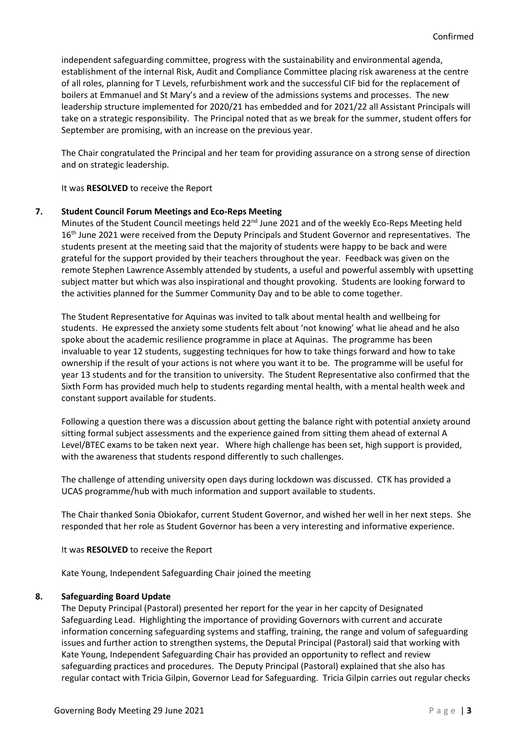independent safeguarding committee, progress with the sustainability and environmental agenda, establishment of the internal Risk, Audit and Compliance Committee placing risk awareness at the centre of all roles, planning for T Levels, refurbishment work and the successful CIF bid for the replacement of boilers at Emmanuel and St Mary's and a review of the admissions systems and processes. The new leadership structure implemented for 2020/21 has embedded and for 2021/22 all Assistant Principals will take on a strategic responsibility. The Principal noted that as we break for the summer, student offers for September are promising, with an increase on the previous year.

The Chair congratulated the Principal and her team for providing assurance on a strong sense of direction and on strategic leadership.

It was **RESOLVED** to receive the Report

## 7. Student Council Forum Meetings and Eco-Reps Meeting

Minutes of the Student Council meetings held 22nd June 2021 and of the weekly Eco-Reps Meeting held 16th June 2021 were received from the Deputy Principals and Student Governor and representatives. The students present at the meeting said that the majority of students were happy to be back and were grateful for the support provided by their teachers throughout the year. Feedback was given on the remote Stephen Lawrence Assembly attended by students, a useful and powerful assembly with upsetting subject matter but which was also inspirational and thought provoking. Students are looking forward to the activities planned for the Summer Community Day and to be able to come together.

The Student Representative for Aquinas was invited to talk about mental health and wellbeing for students. He expressed the anxiety some students felt about 'not knowing' what lie ahead and he also spoke about the academic resilience programme in place at Aquinas. The programme has been invaluable to year 12 students, suggesting techniques for how to take things forward and how to take ownership if the result of your actions is not where you want it to be. The programme will be useful for year 13 students and for the transition to university. The Student Representative also confirmed that the Sixth Form has provided much help to students regarding mental health, with a mental health week and constant support available for students.

Following a question there was a discussion about getting the balance right with potential anxiety around sitting formal subject assessments and the experience gained from sitting them ahead of external A Level/BTEC exams to be taken next year. Where high challenge has been set, high support is provided, with the awareness that students respond differently to such challenges.

The challenge of attending university open days during lockdown was discussed. CTK has provided a UCAS programme/hub with much information and support available to students.

The Chair thanked Sonia Obiokafor, current Student Governor, and wished her well in her next steps. She responded that her role as Student Governor has been a very interesting and informative experience.

It was **RESOLVED** to receive the Report

Kate Young, Independent Safeguarding Chair joined the meeting

## 8. Safeguarding Board Update

The Deputy Principal (Pastoral) presented her report for the year in her capcity of Designated Safeguarding Lead. Highlighting the importance of providing Governors with current and accurate information concerning safeguarding systems and staffing, training, the range and volum of safeguarding issues and further action to strengthen systems, the Deputal Principal (Pastoral) said that working with Kate Young, Independent Safeguarding Chair has provided an opportunity to reflect and review safeguarding practices and procedures. The Deputy Principal (Pastoral) explained that she also has regular contact with Tricia Gilpin, Governor Lead for Safeguarding. Tricia Gilpin carries out regular checks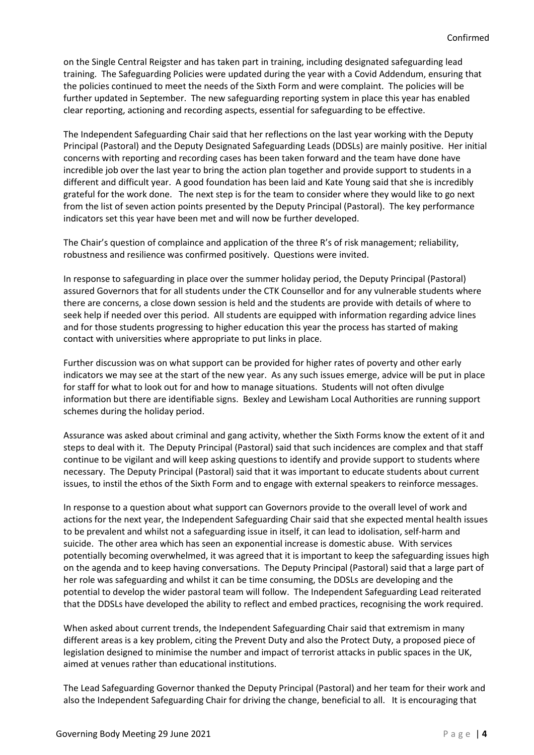on the Single Central Reigster and has taken part in training, including designated safeguarding lead training. The Safeguarding Policies were updated during the year with a Covid Addendum, ensuring that the policies continued to meet the needs of the Sixth Form and were complaint. The policies will be further updated in September. The new safeguarding reporting system in place this year has enabled clear reporting, actioning and recording aspects, essential for safeguarding to be effective.

The Independent Safeguarding Chair said that her reflections on the last year working with the Deputy Principal (Pastoral) and the Deputy Designated Safeguarding Leads (DDSLs) are mainly positive. Her initial concerns with reporting and recording cases has been taken forward and the team have done have incredible job over the last year to bring the action plan together and provide support to students in a different and difficult year. A good foundation has been laid and Kate Young said that she is incredibly grateful for the work done. The next step is for the team to consider where they would like to go next from the list of seven action points presented by the Deputy Principal (Pastoral). The key performance indicators set this year have been met and will now be further developed.

The Chair's question of complaince and application of the three R's of risk management; reliability, robustness and resilience was confirmed positively. Questions were invited.

In response to safeguarding in place over the summer holiday period, the Deputy Principal (Pastoral) assured Governors that for all students under the CTK Counsellor and for any vulnerable students where there are concerns, a close down session is held and the students are provide with details of where to seek help if needed over this period. All students are equipped with information regarding advice lines and for those students progressing to higher education this year the process has started of making contact with universities where appropriate to put links in place.

Further discussion was on what support can be provided for higher rates of poverty and other early indicators we may see at the start of the new year. As any such issues emerge, advice will be put in place for staff for what to look out for and how to manage situations. Students will not often divulge information but there are identifiable signs. Bexley and Lewisham Local Authorities are running support schemes during the holiday period.

Assurance was asked about criminal and gang activity, whether the Sixth Forms know the extent of it and steps to deal with it. The Deputy Principal (Pastoral) said that such incidences are complex and that staff continue to be vigilant and will keep asking questions to identify and provide support to students where necessary. The Deputy Principal (Pastoral) said that it was important to educate students about current issues, to instil the ethos of the Sixth Form and to engage with external speakers to reinforce messages.

In response to a question about what support can Governors provide to the overall level of work and actions for the next year, the Independent Safeguarding Chair said that she expected mental health issues to be prevalent and whilst not a safeguarding issue in itself, it can lead to idolisation, self-harm and suicide. The other area which has seen an exponential increase is domestic abuse. With services potentially becoming overwhelmed, it was agreed that it is important to keep the safeguarding issues high on the agenda and to keep having conversations. The Deputy Principal (Pastoral) said that a large part of her role was safeguarding and whilst it can be time consuming, the DDSLs are developing and the potential to develop the wider pastoral team will follow. The Independent Safeguarding Lead reiterated that the DDSLs have developed the ability to reflect and embed practices, recognising the work required.

When asked about current trends, the Independent Safeguarding Chair said that extremism in many different areas is a key problem, citing the Prevent Duty and also the Protect Duty, a proposed piece of legislation designed to minimise the number and impact of terrorist attacks in public spaces in the UK, aimed at venues rather than educational institutions.

The Lead Safeguarding Governor thanked the Deputy Principal (Pastoral) and her team for their work and also the Independent Safeguarding Chair for driving the change, beneficial to all. It is encouraging that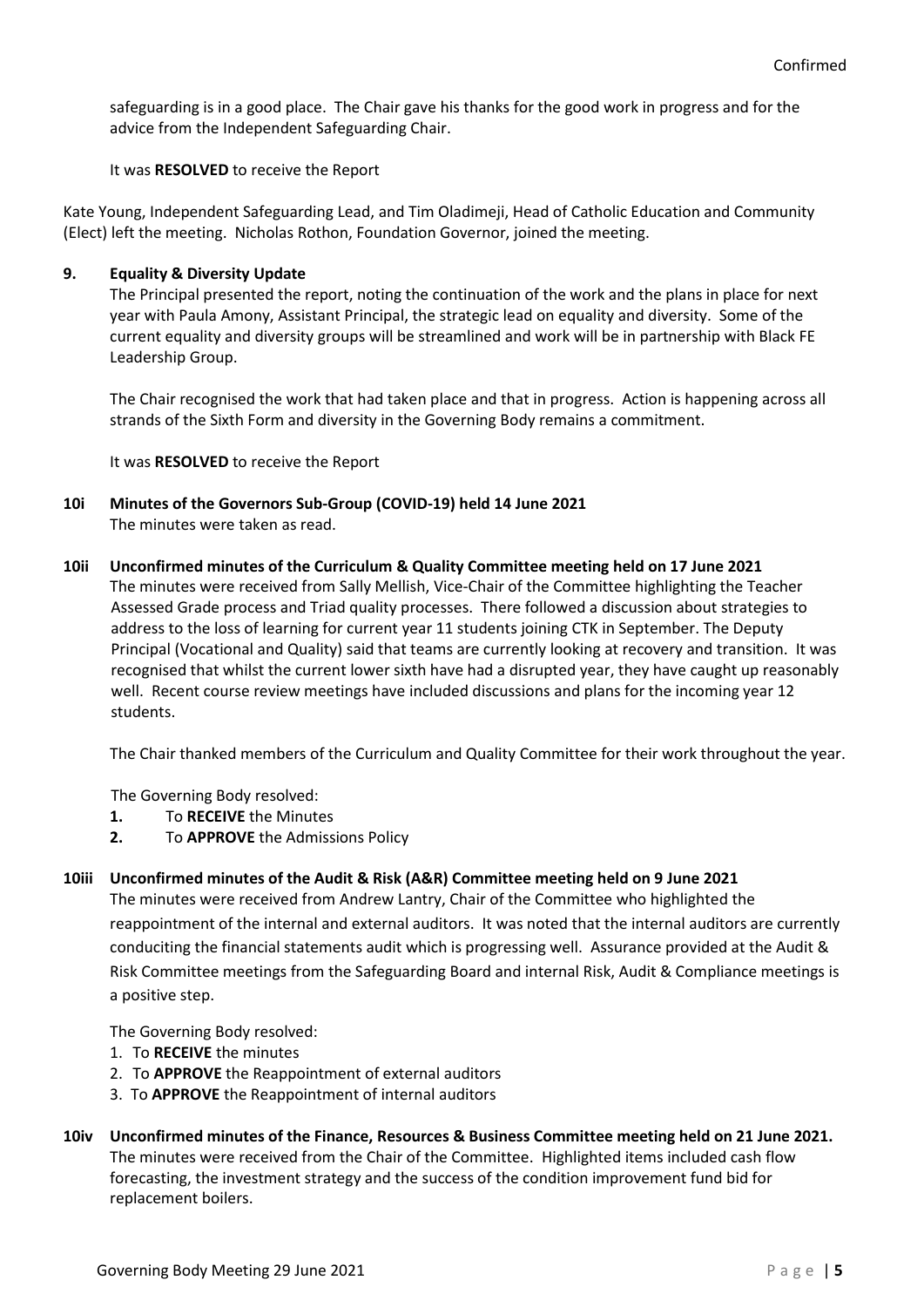safeguarding is in a good place. The Chair gave his thanks for the good work in progress and for the advice from the Independent Safeguarding Chair.

It was **RESOLVED** to receive the Report

Kate Young, Independent Safeguarding Lead, and Tim Oladimeji, Head of Catholic Education and Community (Elect) left the meeting. Nicholas Rothon, Foundation Governor, joined the meeting.

**9. Equality & Diversity Update**

The Principal presented the report, noting the continuation of the work and the plans in place for next year with Paula Amony, Assistant Principal, the strategic lead on equality and diversity. Some of the current equality and diversity groups will be streamlined and work will be in partnership with Black FE Leadership Group.

The Chair recognised the work that had taken place and that in progress. Action is happening across all strands of the Sixth Form and diversity in the Governing Body remains a commitment.

It was **RESOLVED** to receive the Report

**10i Minutes of the Governors Sub-Group (COVID-19) held 14 June 2021**

The minutes were taken as read.

**10ii Unconfirmed minutes of the Curriculum & Quality Committee meeting held on 17 June 2021**

The minutes were received from Sally Mellish, Vice-Chair of the Committee highlighting the Teacher Assessed Grade process and Triad quality processes. There followed a discussion about strategies to address to the loss of learning for current year 11 students joining CTK in September. The Deputy Principal (Vocational and Quality) said that teams are currently looking at recovery and transition. It was recognised that whilst the current lower sixth have had a disrupted year, they have caught up reasonably well. Recent course review meetings have included discussions and plans for the incoming year 12 students.

The Chair thanked members of the Curriculum and Quality Committee for their work throughout the year.

The Governing Body resolved:

1. To **RECEIVE** the Minutes
2. To **APPROVE** the Admissions Policy

**10iii Unconfirmed minutes of the Audit & Risk (A&R) Committee meeting held on 9 June 2021**

The minutes were received from Andrew Lantry, Chair of the Committee who highlighted the reappointment of the internal and external auditors. It was noted that the internal auditors are currently conduciting the financial statements audit which is progressing well. Assurance provided at the Audit & Risk Committee meetings from the Safeguarding Board and internal Risk, Audit & Compliance meetings is a positive step.

The Governing Body resolved:

1. To **RECEIVE** the minutes
2. To **APPROVE** the Reappointment of external auditors
3. To **APPROVE** the Reappointment of internal auditors

**10iv Unconfirmed minutes of the Finance, Resources & Business Committee meeting held on 21 June 2021.**

The minutes were received from the Chair of the Committee. Highlighted items included cash flow forecasting, the investment strategy and the success of the condition improvement fund bid for replacement boilers.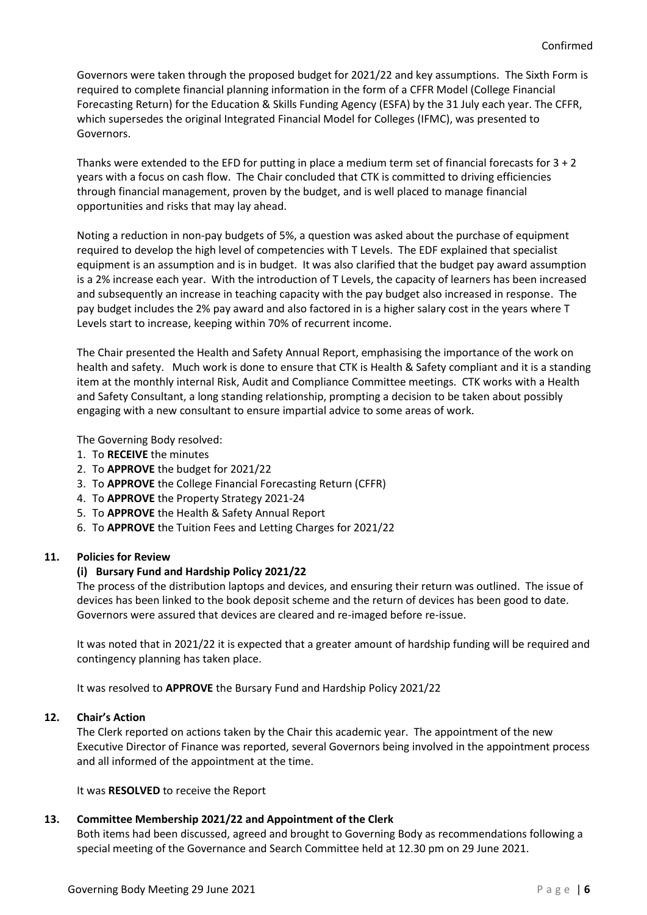Confirmed

Governors were taken through the proposed budget for 2021/22 and key assumptions. The Sixth Form is required to complete financial planning information in the form of a CFFR Model (College Financial Forecasting Return) for the Education & Skills Funding Agency (ESFA) by the 31 July each year. The CFFR, which supersedes the original Integrated Financial Model for Colleges (IFMC), was presented to Governors.

Thanks were extended to the EFD for putting in place a medium term set of financial forecasts for 3 + 2 years with a focus on cash flow. The Chair concluded that CTK is committed to driving efficiencies through financial management, proven by the budget, and is well placed to manage financial opportunities and risks that may lay ahead.

Noting a reduction in non-pay budgets of 5%, a question was asked about the purchase of equipment required to develop the high level of competencies with T Levels. The EDF explained that specialist equipment is an assumption and is in budget. It was also clarified that the budget pay award assumption is a 2% increase each year. With the introduction of T Levels, the capacity of learners has been increased and subsequently an increase in teaching capacity with the pay budget also increased in response. The pay budget includes the 2% pay award and also factored in is a higher salary cost in the years where T Levels start to increase, keeping within 70% of recurrent income.

The Chair presented the Health and Safety Annual Report, emphasising the importance of the work on health and safety. Much work is done to ensure that CTK is Health & Safety compliant and it is a standing item at the monthly internal Risk, Audit and Compliance Committee meetings. CTK works with a Health and Safety Consultant, a long standing relationship, prompting a decision to be taken about possibly engaging with a new consultant to ensure impartial advice to some areas of work.

The Governing Body resolved:

1. To **RECEIVE** the minutes
2. To **APPROVE** the budget for 2021/22
3. To **APPROVE** the College Financial Forecasting Return (CFFR)
4. To **APPROVE** the Property Strategy 2021-24
5. To **APPROVE** the Health & Safety Annual Report
6. To **APPROVE** the Tuition Fees and Letting Charges for 2021/22

## 11. Policies for Review

### (i) Bursary Fund and Hardship Policy 2021/22

The process of the distribution laptops and devices, and ensuring their return was outlined. The issue of devices has been linked to the book deposit scheme and the return of devices has been good to date. Governors were assured that devices are cleared and re-imaged before re-issue.

It was noted that in 2021/22 it is expected that a greater amount of hardship funding will be required and contingency planning has taken place.

It was resolved to **APPROVE** the Bursary Fund and Hardship Policy 2021/22

## 12. Chair's Action

The Clerk reported on actions taken by the Chair this academic year. The appointment of the new Executive Director of Finance was reported, several Governors being involved in the appointment process and all informed of the appointment at the time.

It was **RESOLVED** to receive the Report

## 13. Committee Membership 2021/22 and Appointment of the Clerk

Both items had been discussed, agreed and brought to Governing Body as recommendations following a special meeting of the Governance and Search Committee held at 12.30 pm on 29 June 2021.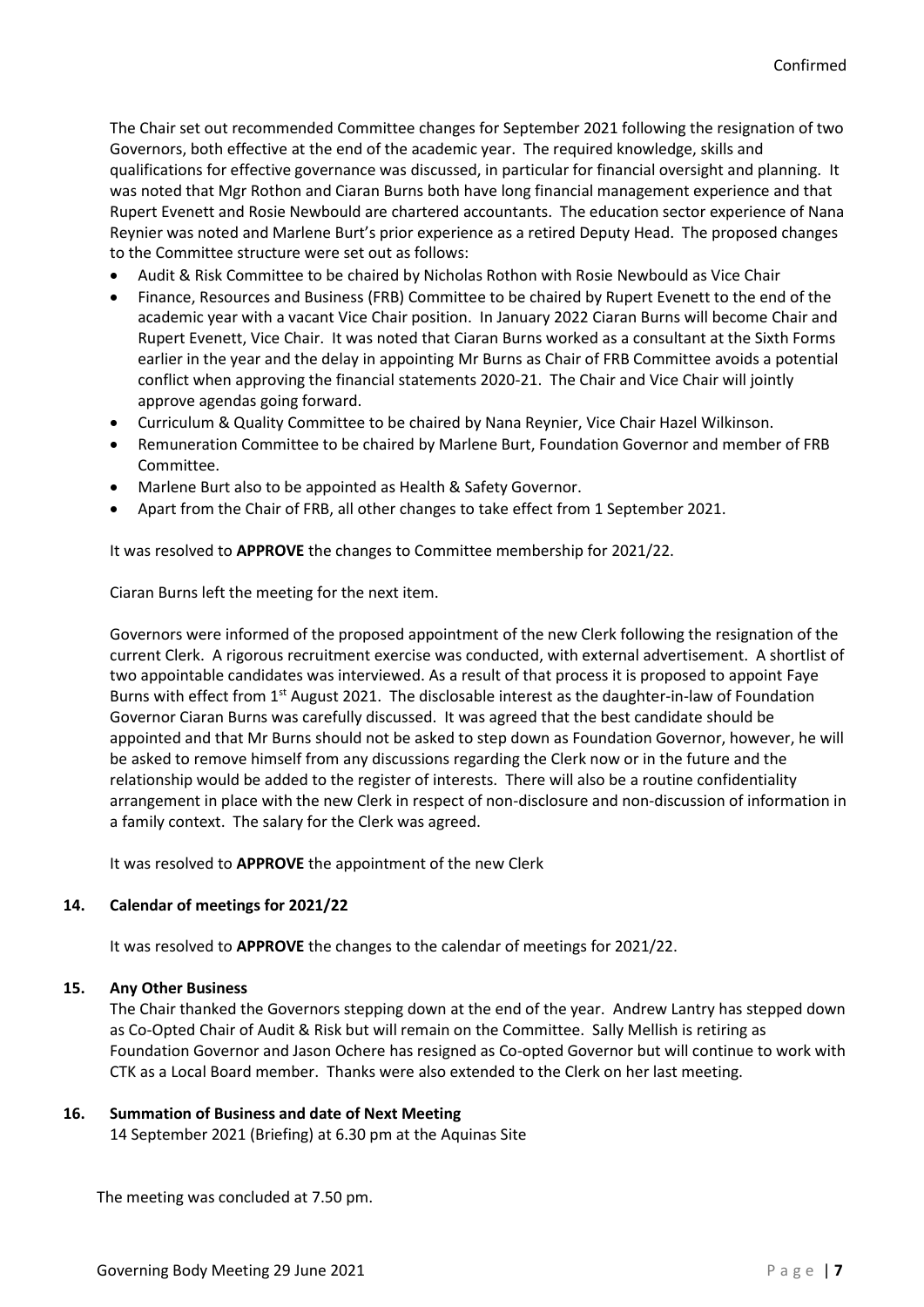Confirmed

The Chair set out recommended Committee changes for September 2021 following the resignation of two Governors, both effective at the end of the academic year. The required knowledge, skills and qualifications for effective governance was discussed, in particular for financial oversight and planning. It was noted that Mgr Rothon and Ciaran Burns both have long financial management experience and that Rupert Evenett and Rosie Newbould are chartered accountants. The education sector experience of Nana Reynier was noted and Marlene Burt's prior experience as a retired Deputy Head. The proposed changes to the Committee structure were set out as follows:

- Audit & Risk Committee to be chaired by Nicholas Rothon with Rosie Newbould as Vice Chair
- Finance, Resources and Business (FRB) Committee to be chaired by Rupert Evenett to the end of the academic year with a vacant Vice Chair position. In January 2022 Ciaran Burns will become Chair and Rupert Evenett, Vice Chair. It was noted that Ciaran Burns worked as a consultant at the Sixth Forms earlier in the year and the delay in appointing Mr Burns as Chair of FRB Committee avoids a potential conflict when approving the financial statements 2020-21. The Chair and Vice Chair will jointly approve agendas going forward.
- Curriculum & Quality Committee to be chaired by Nana Reynier, Vice Chair Hazel Wilkinson.
- Remuneration Committee to be chaired by Marlene Burt, Foundation Governor and member of FRB Committee.
- Marlene Burt also to be appointed as Health & Safety Governor.
- Apart from the Chair of FRB, all other changes to take effect from 1 September 2021.

It was resolved to **APPROVE** the changes to Committee membership for 2021/22.

Ciaran Burns left the meeting for the next item.

Governors were informed of the proposed appointment of the new Clerk following the resignation of the current Clerk. A rigorous recruitment exercise was conducted, with external advertisement. A shortlist of two appointable candidates was interviewed. As a result of that process it is proposed to appoint Faye Burns with effect from 1st August 2021. The disclosable interest as the daughter-in-law of Foundation Governor Ciaran Burns was carefully discussed. It was agreed that the best candidate should be appointed and that Mr Burns should not be asked to step down as Foundation Governor, however, he will be asked to remove himself from any discussions regarding the Clerk now or in the future and the relationship would be added to the register of interests. There will also be a routine confidentiality arrangement in place with the new Clerk in respect of non-disclosure and non-discussion of information in a family context. The salary for the Clerk was agreed.

It was resolved to **APPROVE** the appointment of the new Clerk

## 14. Calendar of meetings for 2021/22

It was resolved to **APPROVE** the changes to the calendar of meetings for 2021/22.

## 15. Any Other Business

The Chair thanked the Governors stepping down at the end of the year. Andrew Lantry has stepped down as Co-Opted Chair of Audit & Risk but will remain on the Committee. Sally Mellish is retiring as Foundation Governor and Jason Ochere has resigned as Co-opted Governor but will continue to work with CTK as a Local Board member. Thanks were also extended to the Clerk on her last meeting.

## 16. Summation of Business and date of Next Meeting

14 September 2021 (Briefing) at 6.30 pm at the Aquinas Site

The meeting was concluded at 7.50 pm.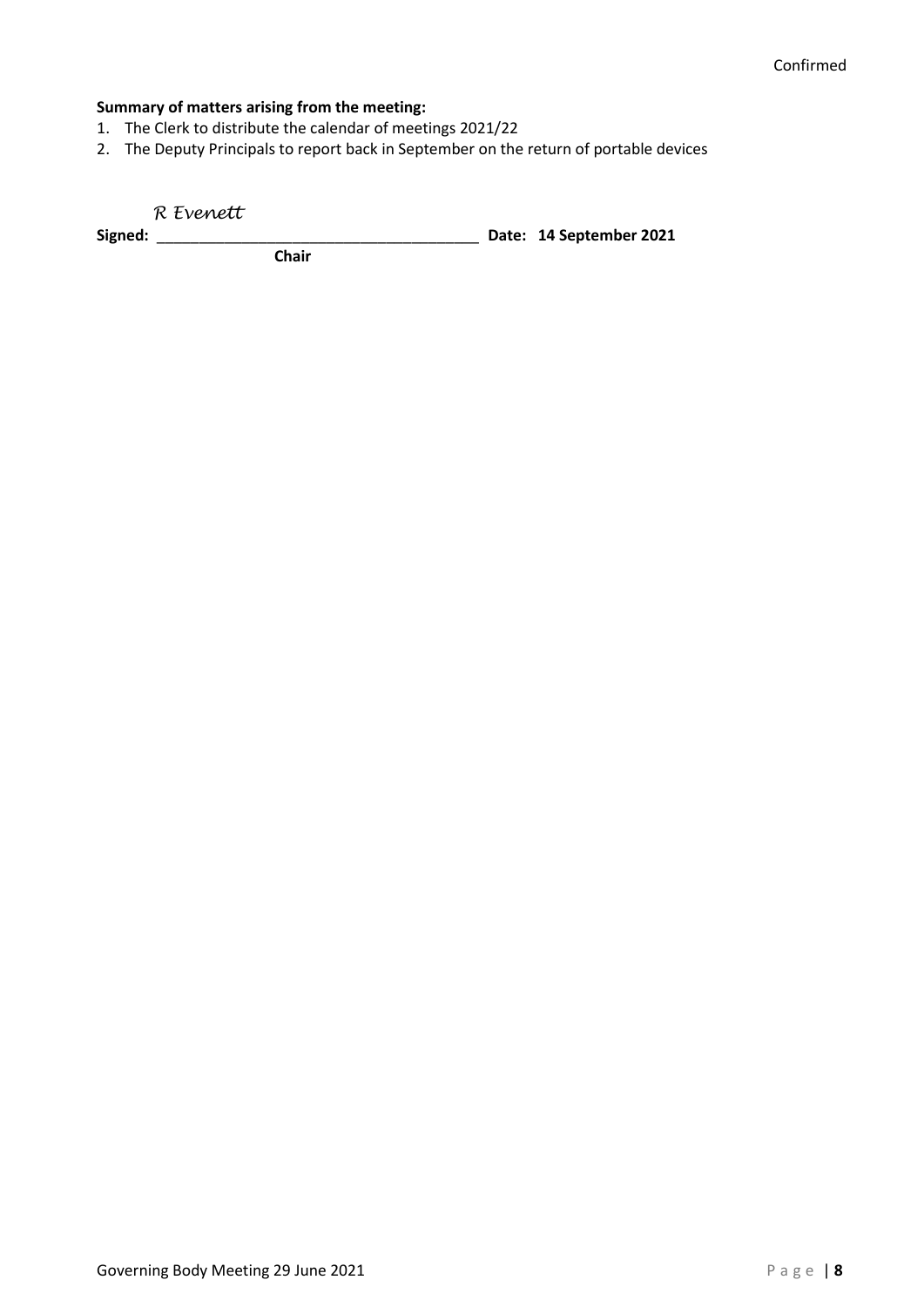Confirmed

**Summary of matters arising from the meeting:**

1. The Clerk to distribute the calendar of meetings 2021/22
2. The Deputy Principals to report back in September on the return of portable devices

*R Evenett*

**Signed:** ______________________________________ **Date: 14 September 2021**

**Chair**